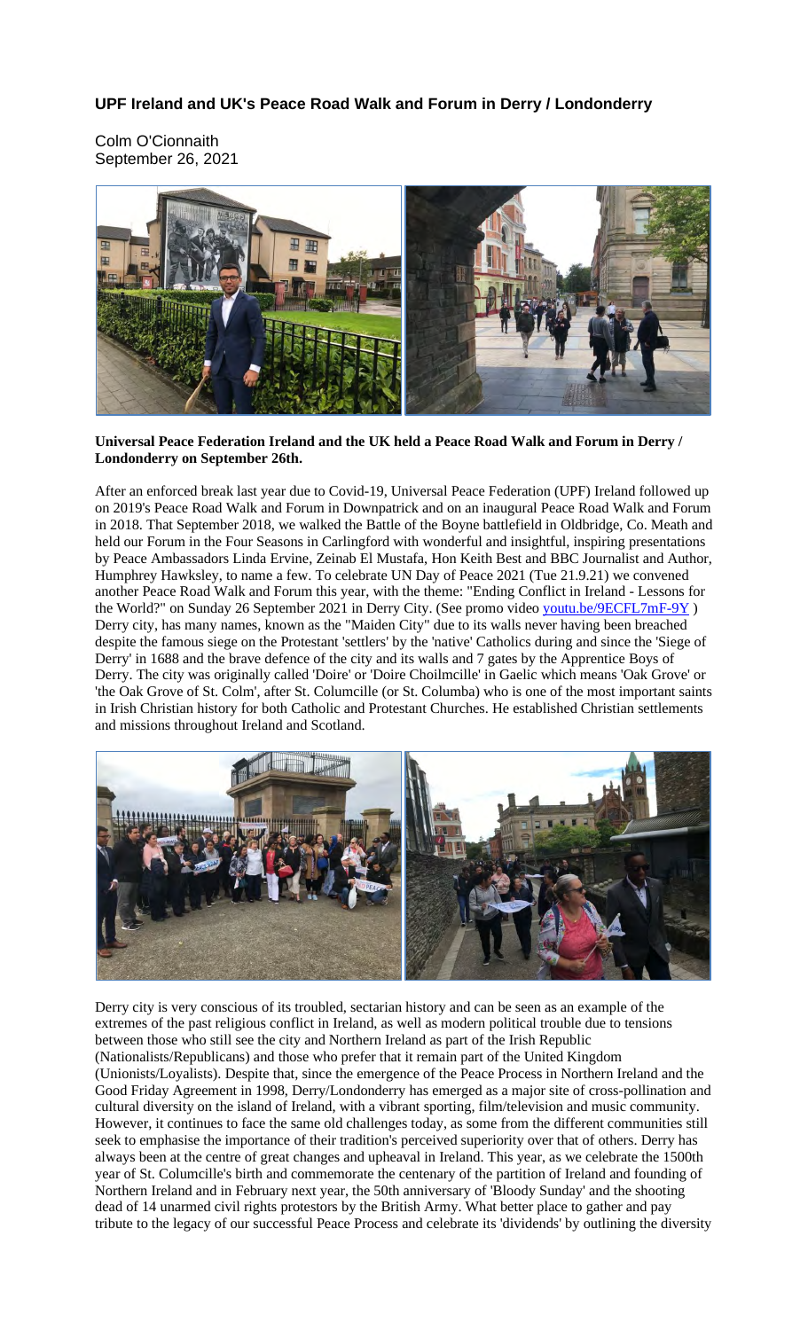# UPF Ireland and UK's Peace Road Walk and Forum in Derry / Londonderry

Colm O'Cionnaith
September 26, 2021

**Universal Peace Federation Ireland and the UK held a Peace Road Walk and Forum in Derry / Londonderry on September 26th.**

After an enforced break last year due to Covid-19, Universal Peace Federation (UPF) Ireland followed up on 2019's Peace Road Walk and Forum in Downpatrick and on an inaugural Peace Road Walk and Forum in 2018. That September 2018, we walked the Battle of the Boyne battlefield in Oldbridge, Co. Meath and held our Forum in the Four Seasons in Carlingford with wonderful and insightful, inspiring presentations by Peace Ambassadors Linda Ervine, Zeinab El Mustafa, Hon Keith Best and BBC Journalist and Author, Humphrey Hawksley, to name a few. To celebrate UN Day of Peace 2021 (Tue 21.9.21) we convened another Peace Road Walk and Forum this year, with the theme: "Ending Conflict in Ireland - Lessons for the World?" on Sunday 26 September 2021 in Derry City. (See promo video youtu.be/9ECFL7mF-9Y ) Derry city, has many names, known as the "Maiden City" due to its walls never having been breached despite the famous siege on the Protestant 'settlers' by the 'native' Catholics during and since the 'Siege of Derry' in 1688 and the brave defence of the city and its walls and 7 gates by the Apprentice Boys of Derry. The city was originally called 'Doire' or 'Doire Choilmcille' in Gaelic which means 'Oak Grove' or 'the Oak Grove of St. Colm', after St. Columcille (or St. Columba) who is one of the most important saints in Irish Christian history for both Catholic and Protestant Churches. He established Christian settlements and missions throughout Ireland and Scotland.

Derry city is very conscious of its troubled, sectarian history and can be seen as an example of the extremes of the past religious conflict in Ireland, as well as modern political trouble due to tensions between those who still see the city and Northern Ireland as part of the Irish Republic (Nationalists/Republicans) and those who prefer that it remain part of the United Kingdom (Unionists/Loyalists). Despite that, since the emergence of the Peace Process in Northern Ireland and the Good Friday Agreement in 1998, Derry/Londonderry has emerged as a major site of cross-pollination and cultural diversity on the island of Ireland, with a vibrant sporting, film/television and music community. However, it continues to face the same old challenges today, as some from the different communities still seek to emphasise the importance of their tradition's perceived superiority over that of others. Derry has always been at the centre of great changes and upheaval in Ireland. This year, as we celebrate the 1500th year of St. Columcille's birth and commemorate the centenary of the partition of Ireland and founding of Northern Ireland and in February next year, the 50th anniversary of 'Bloody Sunday' and the shooting dead of 14 unarmed civil rights protestors by the British Army. What better place to gather and pay tribute to the legacy of our successful Peace Process and celebrate its 'dividends' by outlining the diversity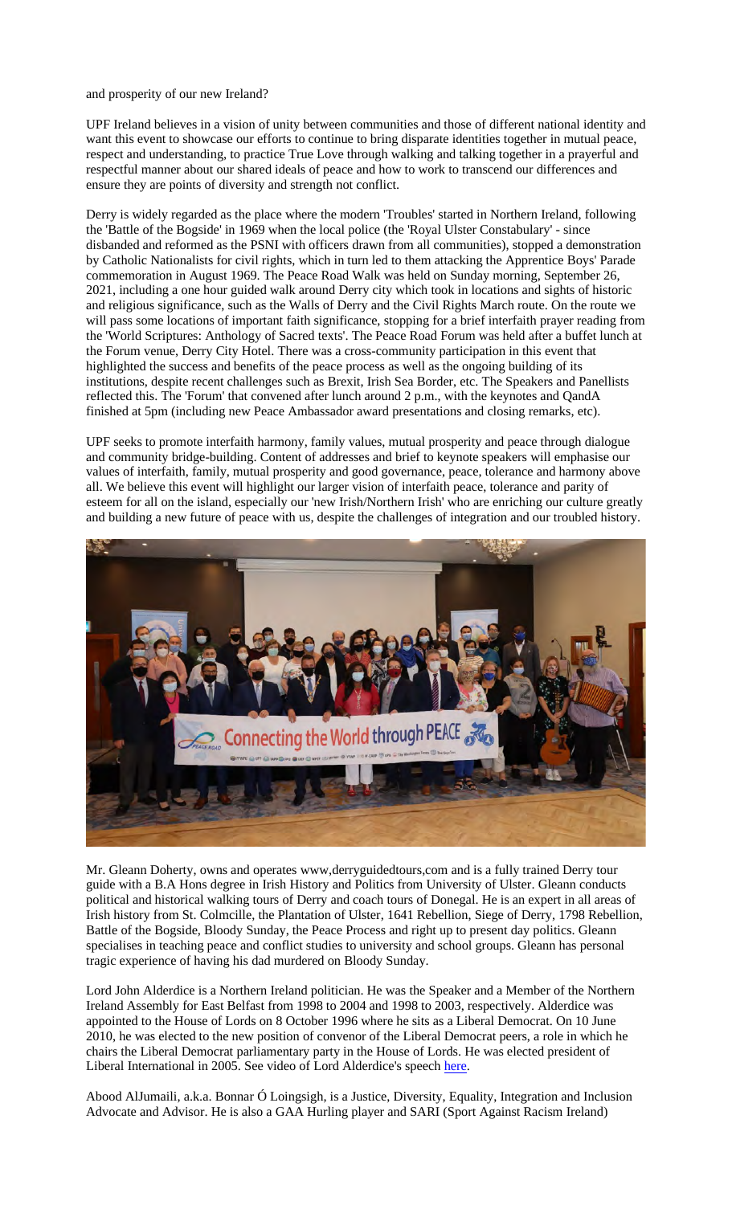and prosperity of our new Ireland?

UPF Ireland believes in a vision of unity between communities and those of different national identity and want this event to showcase our efforts to continue to bring disparate identities together in mutual peace, respect and understanding, to practice True Love through walking and talking together in a prayerful and respectful manner about our shared ideals of peace and how to work to transcend our differences and ensure they are points of diversity and strength not conflict.

Derry is widely regarded as the place where the modern 'Troubles' started in Northern Ireland, following the 'Battle of the Bogside' in 1969 when the local police (the 'Royal Ulster Constabulary' - since disbanded and reformed as the PSNI with officers drawn from all communities), stopped a demonstration by Catholic Nationalists for civil rights, which in turn led to them attacking the Apprentice Boys' Parade commemoration in August 1969. The Peace Road Walk was held on Sunday morning, September 26, 2021, including a one hour guided walk around Derry city which took in locations and sights of historic and religious significance, such as the Walls of Derry and the Civil Rights March route. On the route we will pass some locations of important faith significance, stopping for a brief interfaith prayer reading from the 'World Scriptures: Anthology of Sacred texts'. The Peace Road Forum was held after a buffet lunch at the Forum venue, Derry City Hotel. There was a cross-community participation in this event that highlighted the success and benefits of the peace process as well as the ongoing building of its institutions, despite recent challenges such as Brexit, Irish Sea Border, etc. The Speakers and Panellists reflected this. The 'Forum' that convened after lunch around 2 p.m., with the keynotes and QandA finished at 5pm (including new Peace Ambassador award presentations and closing remarks, etc).

UPF seeks to promote interfaith harmony, family values, mutual prosperity and peace through dialogue and community bridge-building. Content of addresses and brief to keynote speakers will emphasise our values of interfaith, family, mutual prosperity and good governance, peace, tolerance and harmony above all. We believe this event will highlight our larger vision of interfaith peace, tolerance and parity of esteem for all on the island, especially our 'new Irish/Northern Irish' who are enriching our culture greatly and building a new future of peace with us, despite the challenges of integration and our troubled history.

Mr. Gleann Doherty, owns and operates www,derryguidedtours,com and is a fully trained Derry tour guide with a B.A Hons degree in Irish History and Politics from University of Ulster. Gleann conducts political and historical walking tours of Derry and coach tours of Donegal. He is an expert in all areas of Irish history from St. Colmcille, the Plantation of Ulster, 1641 Rebellion, Siege of Derry, 1798 Rebellion, Battle of the Bogside, Bloody Sunday, the Peace Process and right up to present day politics. Gleann specialises in teaching peace and conflict studies to university and school groups. Gleann has personal tragic experience of having his dad murdered on Bloody Sunday.

Lord John Alderdice is a Northern Ireland politician. He was the Speaker and a Member of the Northern Ireland Assembly for East Belfast from 1998 to 2004 and 1998 to 2003, respectively. Alderdice was appointed to the House of Lords on 8 October 1996 where he sits as a Liberal Democrat. On 10 June 2010, he was elected to the new position of convenor of the Liberal Democrat peers, a role in which he chairs the Liberal Democrat parliamentary party in the House of Lords. He was elected president of Liberal International in 2005. See video of Lord Alderdice's speech here.

Abood AlJumaili, a.k.a. Bonnar Ó Loingsigh, is a Justice, Diversity, Equality, Integration and Inclusion Advocate and Advisor. He is also a GAA Hurling player and SARI (Sport Against Racism Ireland)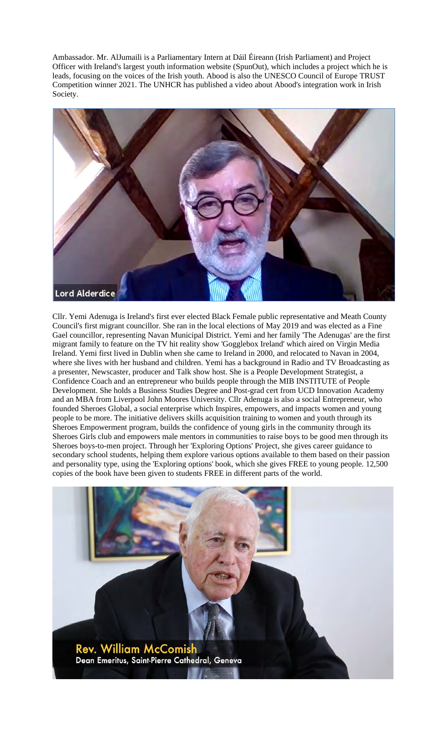Ambassador. Mr. AlJumaili is a Parliamentary Intern at Dáil Éireann (Irish Parliament) and Project Officer with Ireland's largest youth information website (SpunOut), which includes a project which he is leads, focusing on the voices of the Irish youth. Abood is also the UNESCO Council of Europe TRUST Competition winner 2021. The UNHCR has published a video about Abood's integration work in Irish Society.

Lord Alderdice

Cllr. Yemi Adenuga is Ireland's first ever elected Black Female public representative and Meath County Council's first migrant councillor. She ran in the local elections of May 2019 and was elected as a Fine Gael councillor, representing Navan Municipal District. Yemi and her family 'The Adenugas' are the first migrant family to feature on the TV hit reality show 'Gogglebox Ireland' which aired on Virgin Media Ireland. Yemi first lived in Dublin when she came to Ireland in 2000, and relocated to Navan in 2004, where she lives with her husband and children. Yemi has a background in Radio and TV Broadcasting as a presenter, Newscaster, producer and Talk show host. She is a People Development Strategist, a Confidence Coach and an entrepreneur who builds people through the MIB INSTITUTE of People Development. She holds a Business Studies Degree and Post-grad cert from UCD Innovation Academy and an MBA from Liverpool John Moores University. Cllr Adenuga is also a social Entrepreneur, who founded Sheroes Global, a social enterprise which Inspires, empowers, and impacts women and young people to be more. The initiative delivers skills acquisition training to women and youth through its Sheroes Empowerment program, builds the confidence of young girls in the community through its Sheroes Girls club and empowers male mentors in communities to raise boys to be good men through its Sheroes boys-to-men project. Through her 'Exploring Options' Project, she gives career guidance to secondary school students, helping them explore various options available to them based on their passion and personality type, using the 'Exploring options' book, which she gives FREE to young people. 12,500 copies of the book have been given to students FREE in different parts of the world.

Rev. William McComish
Dean Emeritus, Saint-Pierre Cathedral, Geneva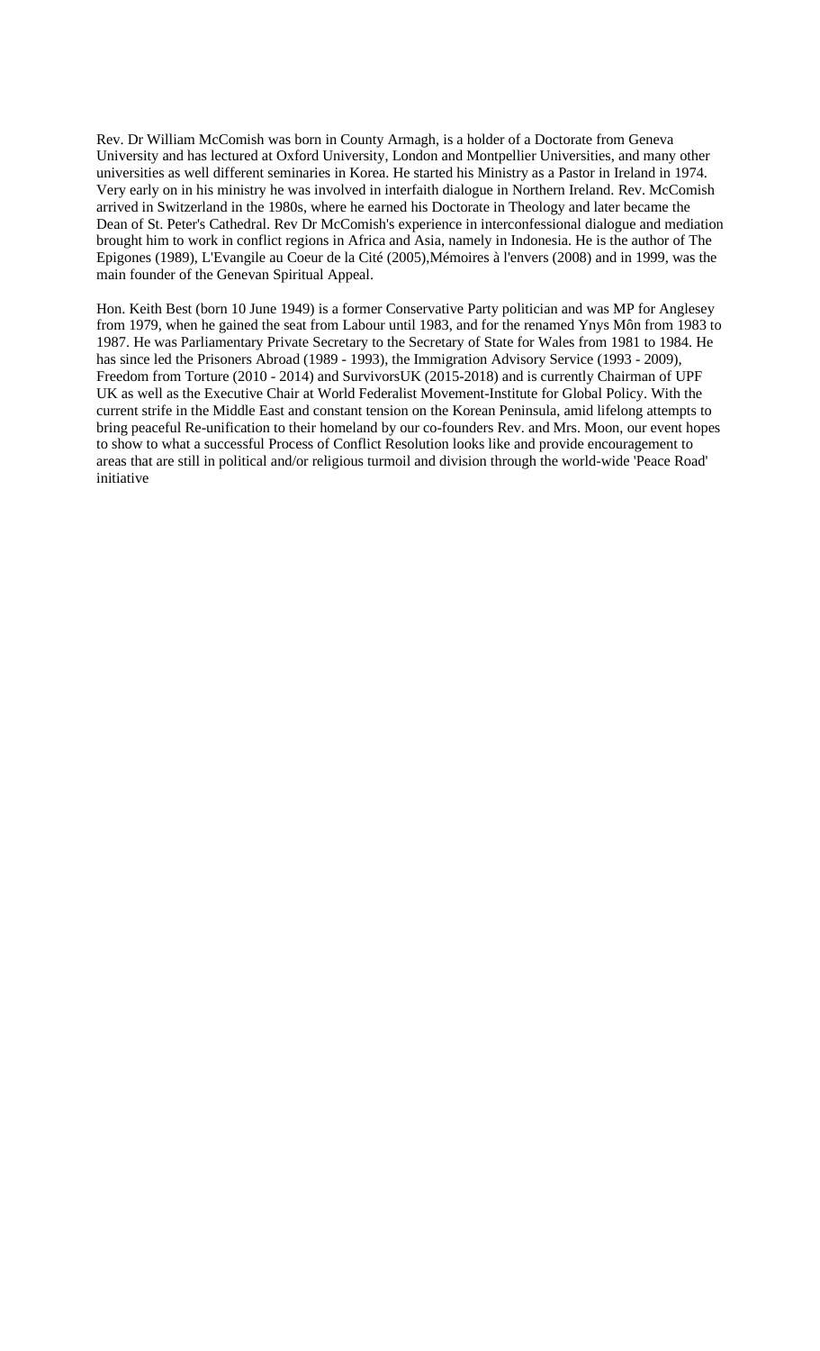Rev. Dr William McComish was born in County Armagh, is a holder of a Doctorate from Geneva University and has lectured at Oxford University, London and Montpellier Universities, and many other universities as well different seminaries in Korea. He started his Ministry as a Pastor in Ireland in 1974. Very early on in his ministry he was involved in interfaith dialogue in Northern Ireland. Rev. McComish arrived in Switzerland in the 1980s, where he earned his Doctorate in Theology and later became the Dean of St. Peter's Cathedral. Rev Dr McComish's experience in interconfessional dialogue and mediation brought him to work in conflict regions in Africa and Asia, namely in Indonesia. He is the author of The Epigones (1989), L'Evangile au Coeur de la Cité (2005),Mémoires à l'envers (2008) and in 1999, was the main founder of the Genevan Spiritual Appeal.

Hon. Keith Best (born 10 June 1949) is a former Conservative Party politician and was MP for Anglesey from 1979, when he gained the seat from Labour until 1983, and for the renamed Ynys Môn from 1983 to 1987. He was Parliamentary Private Secretary to the Secretary of State for Wales from 1981 to 1984. He has since led the Prisoners Abroad (1989 - 1993), the Immigration Advisory Service (1993 - 2009), Freedom from Torture (2010 - 2014) and SurvivorsUK (2015-2018) and is currently Chairman of UPF UK as well as the Executive Chair at World Federalist Movement-Institute for Global Policy. With the current strife in the Middle East and constant tension on the Korean Peninsula, amid lifelong attempts to bring peaceful Re-unification to their homeland by our co-founders Rev. and Mrs. Moon, our event hopes to show to what a successful Process of Conflict Resolution looks like and provide encouragement to areas that are still in political and/or religious turmoil and division through the world-wide 'Peace Road' initiative